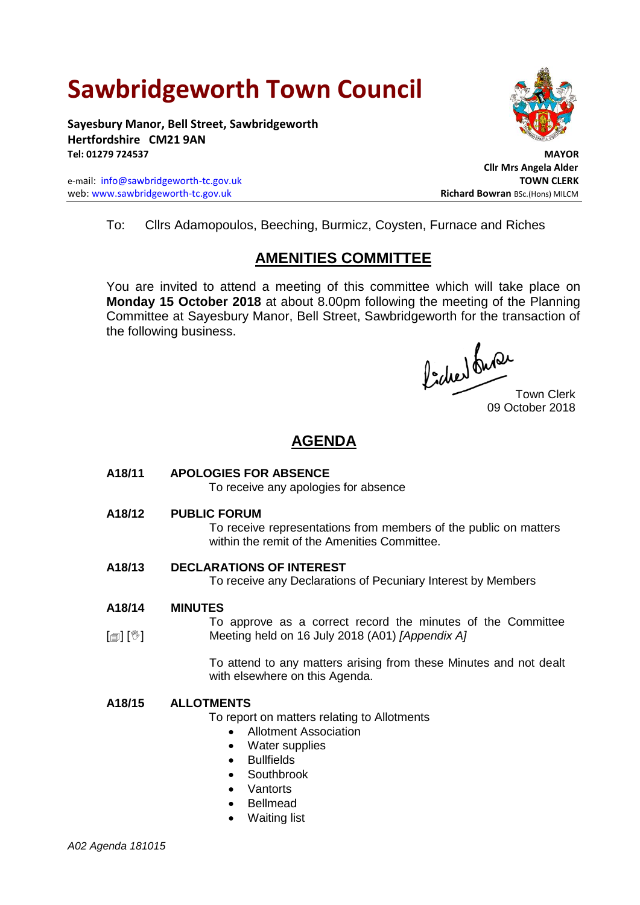# Sawbridgeworth Town Council

**Sayesbury Manor, Bell Street, Sawbridgeworth**
**Hertfordshire CM21 9AN**
**Tel: 01279 724537**

e-mail: info@sawbridgeworth-tc.gov.uk
web: www.sawbridgeworth-tc.gov.uk

**MAYOR**
**Cllr Mrs Angela Alder**
**TOWN CLERK**
**Richard Bowran** BSc.(Hons) MILCM

To: Cllrs Adamopoulos, Beeching, Burmicz, Coysten, Furnace and Riches

## AMENITIES COMMITTEE

You are invited to attend a meeting of this committee which will take place on **Monday 15 October 2018** at about 8.00pm following the meeting of the Planning Committee at Sayesbury Manor, Bell Street, Sawbridgeworth for the transaction of the following business.

Town Clerk
09 October 2018

## AGENDA

**A18/11 APOLOGIES FOR ABSENCE**

To receive any apologies for absence

**A18/12 PUBLIC FORUM**

To receive representations from members of the public on matters within the remit of the Amenities Committee.

**A18/13 DECLARATIONS OF INTEREST**

To receive any Declarations of Pecuniary Interest by Members

**A18/14 MINUTES**

[▤] [☝] To approve as a correct record the minutes of the Committee Meeting held on 16 July 2018 (A01) *[Appendix A]*

To attend to any matters arising from these Minutes and not dealt with elsewhere on this Agenda.

**A18/15 ALLOTMENTS**

To report on matters relating to Allotments

- Allotment Association
- Water supplies
- Bullfields
- Southbrook
- Vantorts
- Bellmead
- Waiting list

*A02 Agenda 181015*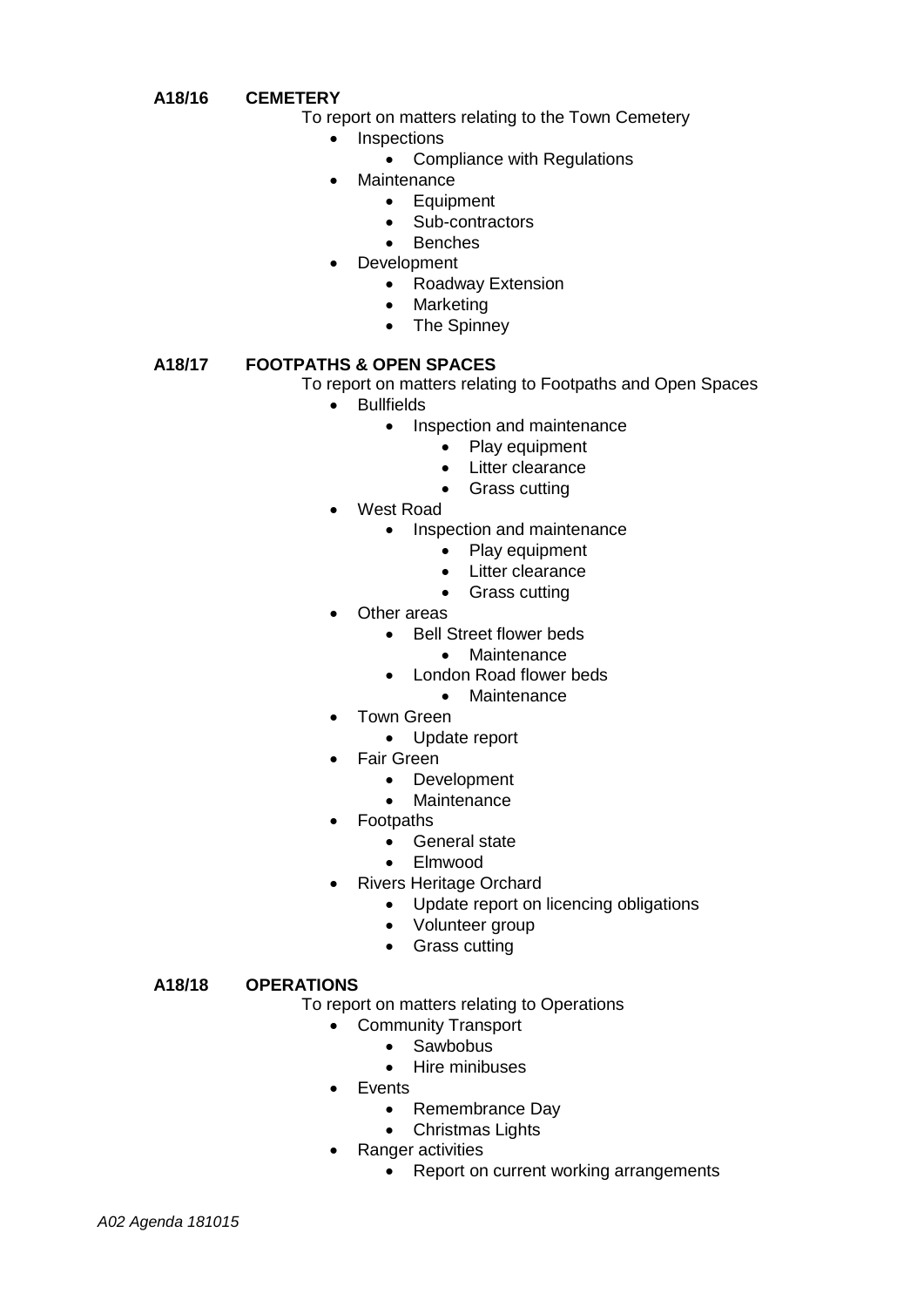**A18/16 CEMETERY**

To report on matters relating to the Town Cemetery

- Inspections
  - Compliance with Regulations
- Maintenance
  - Equipment
  - Sub-contractors
  - Benches
- Development
  - Roadway Extension
  - Marketing
  - The Spinney

**A18/17 FOOTPATHS & OPEN SPACES**

To report on matters relating to Footpaths and Open Spaces

- Bullfields
  - Inspection and maintenance
    - Play equipment
    - Litter clearance
    - Grass cutting
- West Road
  - Inspection and maintenance
    - Play equipment
    - Litter clearance
    - Grass cutting
- Other areas
  - Bell Street flower beds
    - Maintenance
  - London Road flower beds
    - Maintenance
- Town Green
  - Update report
- Fair Green
  - Development
  - Maintenance
- Footpaths
  - General state
  - Elmwood
- Rivers Heritage Orchard
  - Update report on licencing obligations
  - Volunteer group
  - Grass cutting

**A18/18 OPERATIONS**

To report on matters relating to Operations

- Community Transport
  - Sawbobus
  - Hire minibuses
- Events
  - Remembrance Day
  - Christmas Lights
- Ranger activities
  - Report on current working arrangements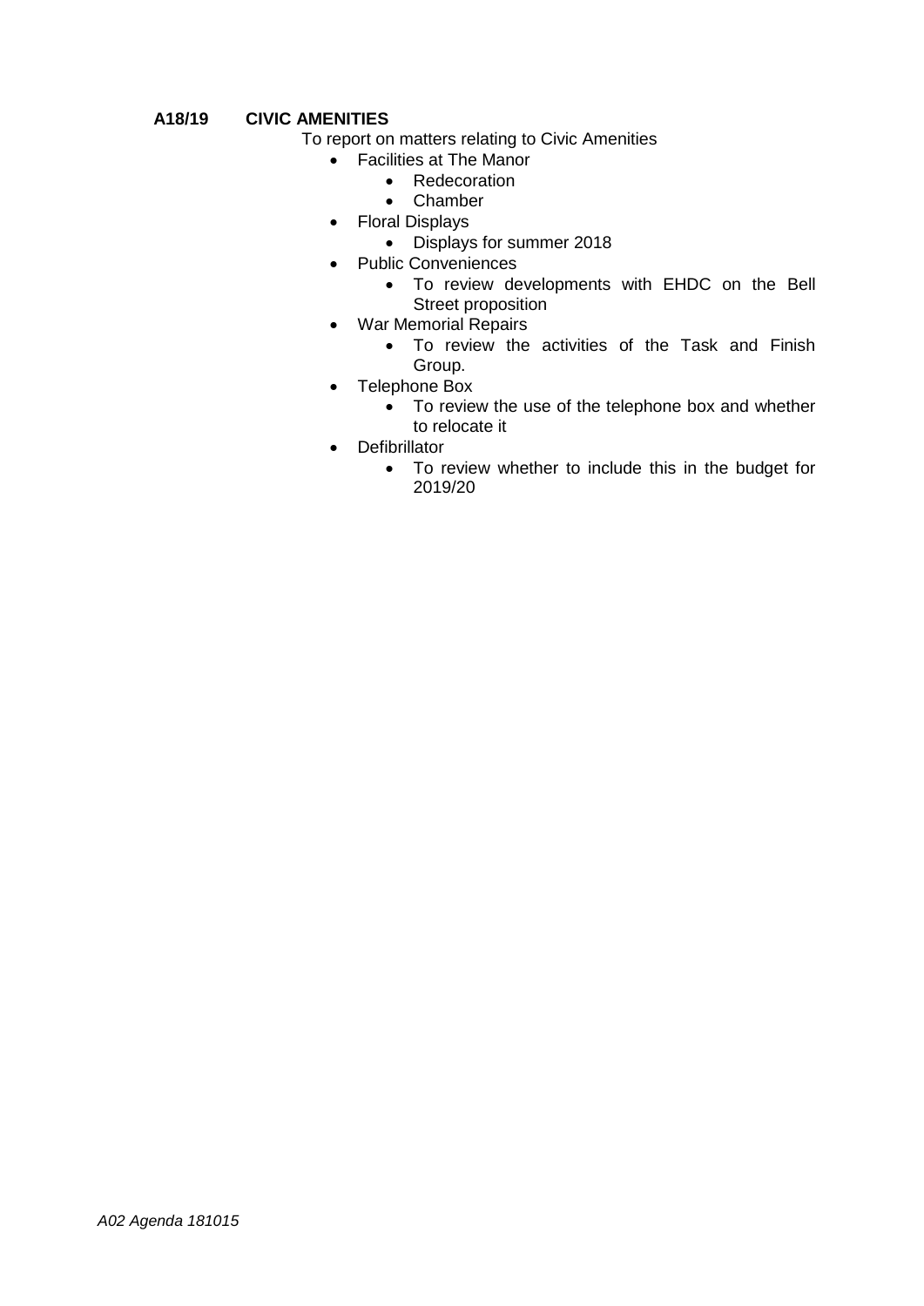**A18/19 CIVIC AMENITIES**

To report on matters relating to Civic Amenities

- Facilities at The Manor
  - Redecoration
  - Chamber
- Floral Displays
  - Displays for summer 2018
- Public Conveniences
  - To review developments with EHDC on the Bell Street proposition
- War Memorial Repairs
  - To review the activities of the Task and Finish Group.
- Telephone Box
  - To review the use of the telephone box and whether to relocate it
- Defibrillator
  - To review whether to include this in the budget for 2019/20